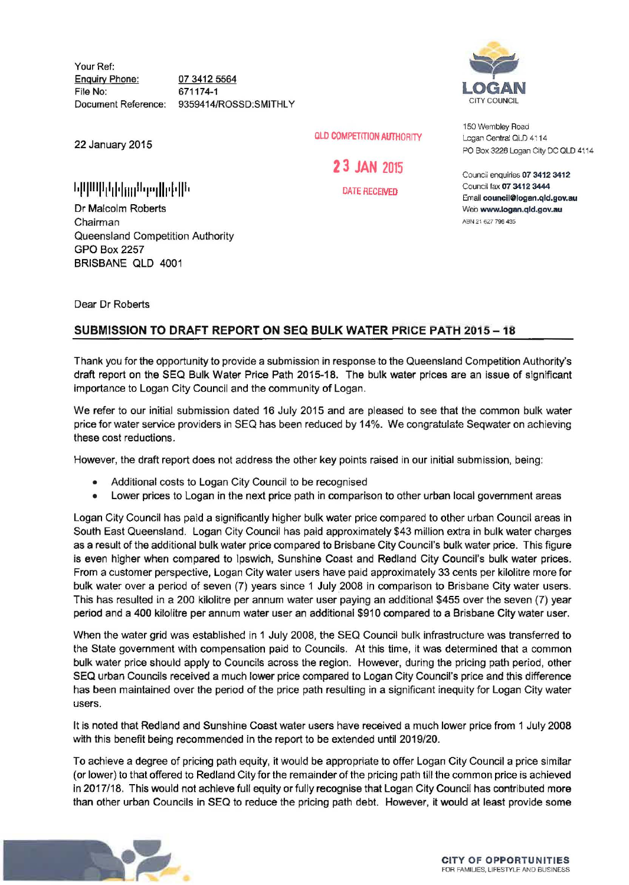Your Ref:
Enquiry Phone: 07 3412 5564
File No: 671174-1
Document Reference: 9359414/ROSSD:SMITHLY

LOGAN
CITY COUNCIL

150 Wembley Road
Logan Central QLD 4114
PO Box 3226 Logan City DC QLD 4114

Council enquiries **07 3412 3412**
Council fax **07 3412 3444**
Email **council@logan.qld.gov.au**
Web **www.logan.qld.gov.au**
ABN 21 627 796 435

22 January 2015

QLD COMPETITION AUTHORITY
23 JAN 2015
DATE RECEIVED

Dr Malcolm Roberts
Chairman
Queensland Competition Authority
GPO Box 2257
BRISBANE QLD 4001

Dear Dr Roberts

**SUBMISSION TO DRAFT REPORT ON SEQ BULK WATER PRICE PATH 2015 – 18**

Thank you for the opportunity to provide a submission in response to the Queensland Competition Authority's draft report on the SEQ Bulk Water Price Path 2015-18. The bulk water prices are an issue of significant importance to Logan City Council and the community of Logan.

We refer to our initial submission dated 16 July 2015 and are pleased to see that the common bulk water price for water service providers in SEQ has been reduced by 14%. We congratulate Seqwater on achieving these cost reductions.

However, the draft report does not address the other key points raised in our initial submission, being:

- Additional costs to Logan City Council to be recognised
- Lower prices to Logan in the next price path in comparison to other urban local government areas

Logan City Council has paid a significantly higher bulk water price compared to other urban Council areas in South East Queensland. Logan City Council has paid approximately $43 million extra in bulk water charges as a result of the additional bulk water price compared to Brisbane City Council's bulk water price. This figure is even higher when compared to Ipswich, Sunshine Coast and Redland City Council's bulk water prices. From a customer perspective, Logan City water users have paid approximately 33 cents per kilolitre more for bulk water over a period of seven (7) years since 1 July 2008 in comparison to Brisbane City water users. This has resulted in a 200 kilolitre per annum water user paying an additional $455 over the seven (7) year period and a 400 kilolitre per annum water user an additional $910 compared to a Brisbane City water user.

When the water grid was established in 1 July 2008, the SEQ Council bulk infrastructure was transferred to the State government with compensation paid to Councils. At this time, it was determined that a common bulk water price should apply to Councils across the region. However, during the pricing path period, other SEQ urban Councils received a much lower price compared to Logan City Council's price and this difference has been maintained over the period of the price path resulting in a significant inequity for Logan City water users.

It is noted that Redland and Sunshine Coast water users have received a much lower price from 1 July 2008 with this benefit being recommended in the report to be extended until 2019/20.

To achieve a degree of pricing path equity, it would be appropriate to offer Logan City Council a price similar (or lower) to that offered to Redland City for the remainder of the pricing path till the common price is achieved in 2017/18. This would not achieve full equity or fully recognise that Logan City Council has contributed more than other urban Councils in SEQ to reduce the pricing path debt. However, it would at least provide some

CITY OF OPPORTUNITIES
FOR FAMILIES, LIFESTYLE AND BUSINESS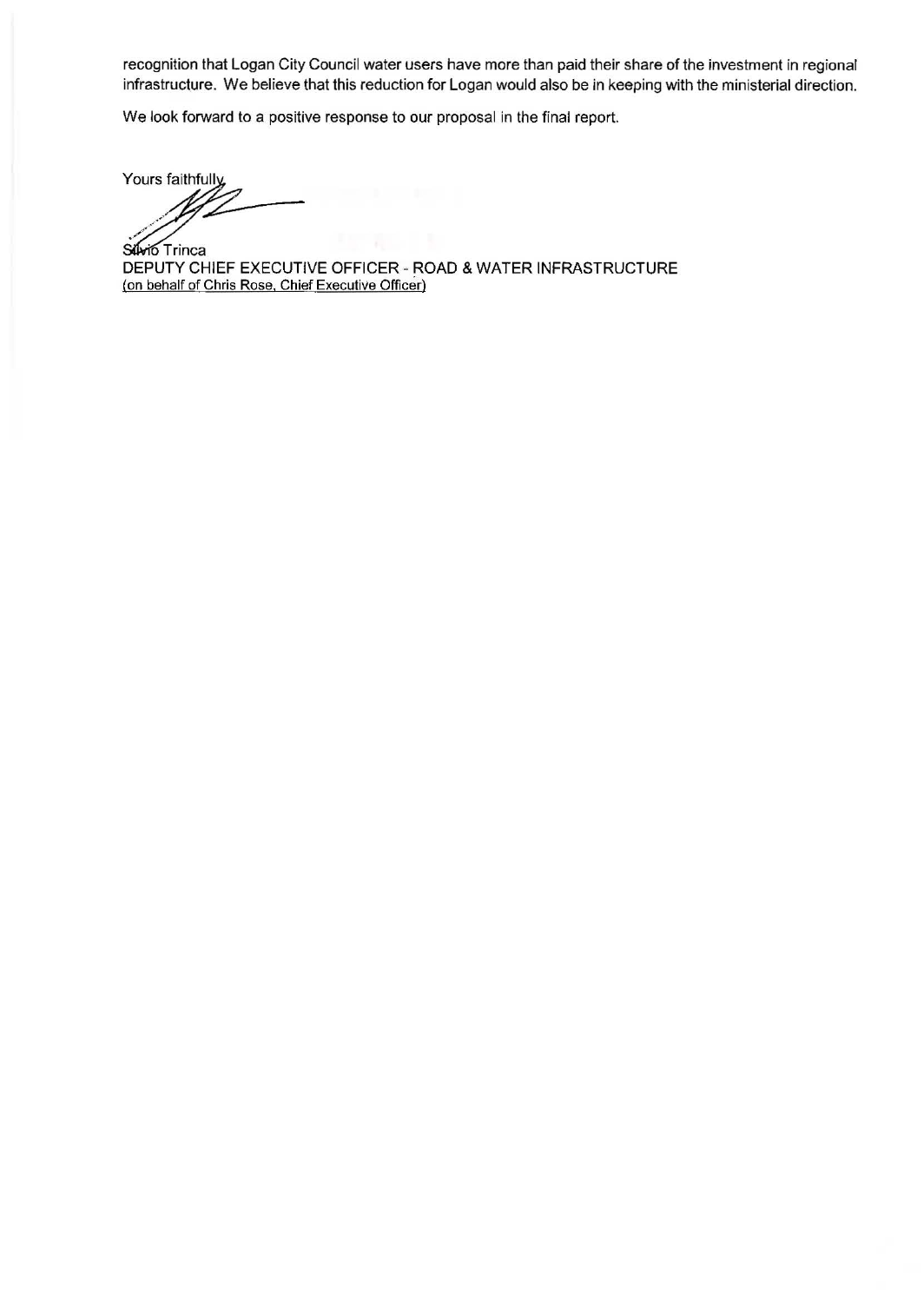recognition that Logan City Council water users have more than paid their share of the investment in regional infrastructure. We believe that this reduction for Logan would also be in keeping with the ministerial direction.

We look forward to a positive response to our proposal in the final report.

Yours faithfully

Silvio Trinca
DEPUTY CHIEF EXECUTIVE OFFICER - ROAD & WATER INFRASTRUCTURE
(on behalf of Chris Rose, Chief Executive Officer)